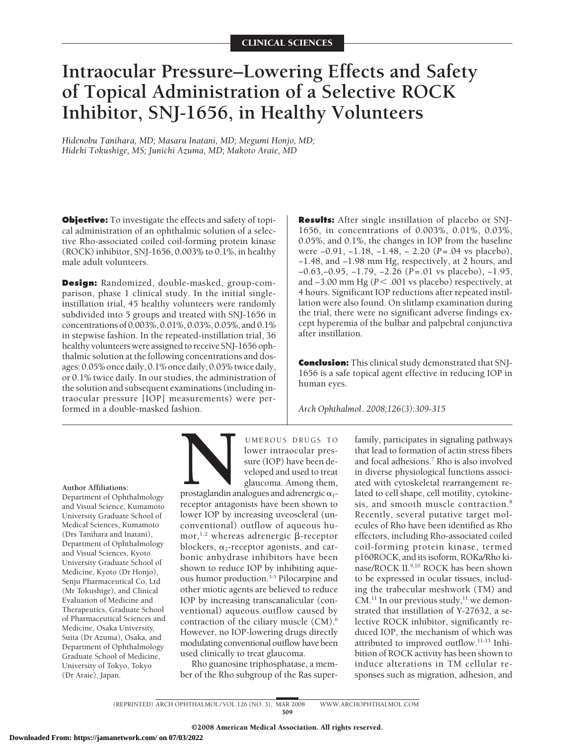CLINICAL SCIENCES

# Intraocular Pressure–Lowering Effects and Safety of Topical Administration of a Selective ROCK Inhibitor, SNJ-1656, in Healthy Volunteers

*Hidenobu Tanihara, MD; Masaru Inatani, MD; Megumi Honjo, MD; Hideki Tokushige, MS; Junichi Azuma, MD; Makoto Araie, MD*

**Objective:** To investigate the effects and safety of topical administration of an ophthalmic solution of a selective Rho-associated coiled coil-forming protein kinase (ROCK) inhibitor, SNJ-1656, 0.003% to 0.1%, in healthy male adult volunteers.

**Design:** Randomized, double-masked, group-comparison, phase 1 clinical study. In the initial single-instillation trial, 45 healthy volunteers were randomly subdivided into 5 groups and treated with SNJ-1656 in concentrations of 0.003%, 0.01%, 0.03%, 0.05%, and 0.1% in stepwise fashion. In the repeated-instillation trial, 36 healthy volunteers were assigned to receive SNJ-1656 ophthalmic solution at the following concentrations and dosages: 0.05% once daily, 0.1% once daily, 0.05% twice daily, or 0.1% twice daily. In our studies, the administration of the solution and subsequent examinations (including intraocular pressure [IOP] measurements) were performed in a double-masked fashion.

**Results:** After single instillation of placebo or SNJ-1656, in concentrations of 0.003%, 0.01%, 0.03%, 0.05%, and 0.1%, the changes in IOP from the baseline were −0.91, −1.18, −1.48, − 2.20 ($P = .04$ vs placebo), −1.48, and −1.98 mm Hg, respectively, at 2 hours, and −0.63,−0.95, −1.79, −2.26 ($P = .01$ vs placebo), −1.95, and −3.00 mm Hg ($P < .001$ vs placebo) respectively, at 4 hours. Significant IOP reductions after repeated instillation were also found. On slitlamp examination during the trial, there were no significant adverse findings except hyperemia of the bulbar and palpebral conjunctiva after instillation.

**Conclusion:** This clinical study demonstrated that SNJ-1656 is a safe topical agent effective in reducing IOP in human eyes.

*Arch Ophthalmol. 2008;126(3):309-315*

**Author Affiliations:** Department of Ophthalmology and Visual Science, Kumamoto University Graduate School of Medical Sciences, Kumamoto (Drs Tanihara and Inatani), Department of Ophthalmology and Visual Sciences, Kyoto University Graduate School of Medicine, Kyoto (Dr Honjo), Senju Pharmaceutical Co, Ltd (Mr Tokushige), and Clinical Evaluation of Medicine and Therapeutics, Graduate School of Pharmaceutical Sciences and Medicine, Osaka University, Suita (Dr Azuma), Osaka, and Department of Ophthalmology Graduate School of Medicine, University of Tokyo, Tokyo (Dr Araie), Japan.

NUMEROUS DRUGS TO lower intraocular pressure (IOP) have been developed and used to treat glaucoma. Among them, prostaglandin analogues and adrenergic $\alpha_1$-receptor antagonists have been shown to lower IOP by increasing uveoscleral (unconventional) outflow of aqueous humor,[1,2] whereas adrenergic β-receptor blockers, $\alpha_2$-receptor agonists, and carbonic anhydrase inhibitors have been shown to reduce IOP by inhibiting aqueous humor production.[3-5] Pilocarpine and other miotic agents are believed to reduce IOP by increasing transcanalicular (conventional) aqueous outflow caused by contraction of the ciliary muscle (CM).[6] However, no IOP-lowering drugs directly modulating conventional outflow have been used clinically to treat glaucoma.

Rho guanosine triphosphatase, a member of the Rho subgroup of the Ras superfamily, participates in signaling pathways that lead to formation of actin stress fibers and focal adhesions.[7] Rho is also involved in diverse physiological functions associated with cytoskeletal rearrangement related to cell shape, cell motility, cytokinesis, and smooth muscle contraction.[8] Recently, several putative target molecules of Rho have been identified as Rho effectors, including Rho-associated coiled coil-forming protein kinase, termed p160ROCK, and its isoform, ROKa/Rho kinase/ROCK II.[9,10] ROCK has been shown to be expressed in ocular tissues, including the trabecular meshwork (TM) and CM.[11] In our previous study,[11] we demonstrated that instillation of Y-27632, a selective ROCK inhibitor, significantly reduced IOP, the mechanism of which was attributed to improved outflow.[11-13] Inhibition of ROCK activity has been shown to induce alterations in TM cellular responses such as migration, adhesion, and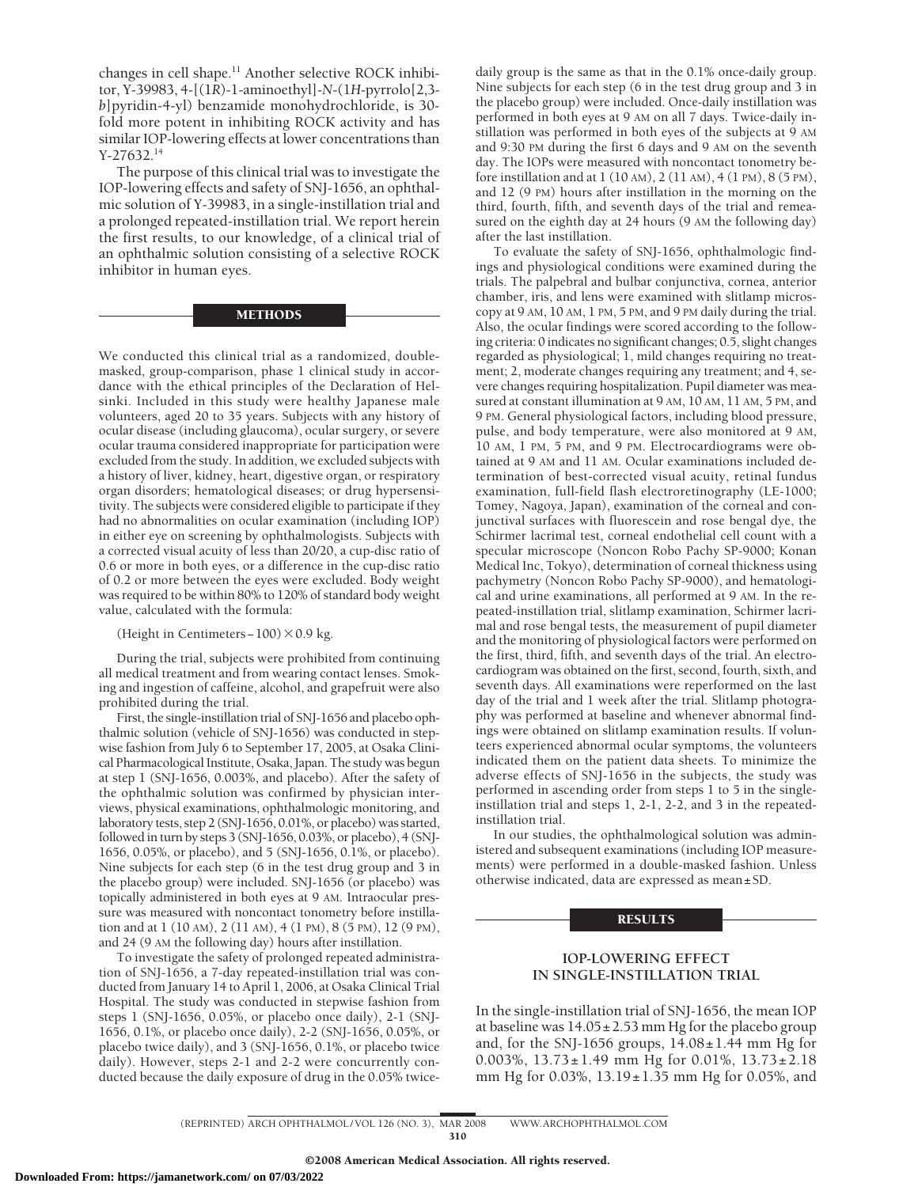changes in cell shape.[11] Another selective ROCK inhibitor, Y-39983, 4-[(1*R*)-1-aminoethyl]-*N*-(1*H*-pyrrolo[2,3-*b*]pyridin-4-yl) benzamide monohydrochloride, is 30-fold more potent in inhibiting ROCK activity and has similar IOP-lowering effects at lower concentrations than Y-27632.[14]

The purpose of this clinical trial was to investigate the IOP-lowering effects and safety of SNJ-1656, an ophthalmic solution of Y-39983, in a single-instillation trial and a prolonged repeated-instillation trial. We report herein the first results, to our knowledge, of a clinical trial of an ophthalmic solution consisting of a selective ROCK inhibitor in human eyes.

## METHODS

We conducted this clinical trial as a randomized, double-masked, group-comparison, phase 1 clinical study in accordance with the ethical principles of the Declaration of Helsinki. Included in this study were healthy Japanese male volunteers, aged 20 to 35 years. Subjects with any history of ocular disease (including glaucoma), ocular surgery, or severe ocular trauma considered inappropriate for participation were excluded from the study. In addition, we excluded subjects with a history of liver, kidney, heart, digestive organ, or respiratory organ disorders; hematological diseases; or drug hypersensitivity. The subjects were considered eligible to participate if they had no abnormalities on ocular examination (including IOP) in either eye on screening by ophthalmologists. Subjects with a corrected visual acuity of less than 20/20, a cup-disc ratio of 0.6 or more in both eyes, or a difference in the cup-disc ratio of 0.2 or more between the eyes were excluded. Body weight was required to be within 80% to 120% of standard body weight value, calculated with the formula:

$$(\text{Height in Centimeters} - 100) \times 0.9 \text{ kg}.$$

During the trial, subjects were prohibited from continuing all medical treatment and from wearing contact lenses. Smoking and ingestion of caffeine, alcohol, and grapefruit were also prohibited during the trial.

First, the single-instillation trial of SNJ-1656 and placebo ophthalmic solution (vehicle of SNJ-1656) was conducted in stepwise fashion from July 6 to September 17, 2005, at Osaka Clinical Pharmacological Institute, Osaka, Japan. The study was begun at step 1 (SNJ-1656, 0.003%, and placebo). After the safety of the ophthalmic solution was confirmed by physician interviews, physical examinations, ophthalmologic monitoring, and laboratory tests, step 2 (SNJ-1656, 0.01%, or placebo) was started, followed in turn by steps 3 (SNJ-1656, 0.03%, or placebo), 4 (SNJ-1656, 0.05%, or placebo), and 5 (SNJ-1656, 0.1%, or placebo). Nine subjects for each step (6 in the test drug group and 3 in the placebo group) were included. SNJ-1656 (or placebo) was topically administered in both eyes at 9 AM. Intraocular pressure was measured with noncontact tonometry before instillation and at 1 (10 AM), 2 (11 AM), 4 (1 PM), 8 (5 PM), 12 (9 PM), and 24 (9 AM the following day) hours after instillation.

To investigate the safety of prolonged repeated administration of SNJ-1656, a 7-day repeated-instillation trial was conducted from January 14 to April 1, 2006, at Osaka Clinical Trial Hospital. The study was conducted in stepwise fashion from steps 1 (SNJ-1656, 0.05%, or placebo once daily), 2-1 (SNJ-1656, 0.1%, or placebo once daily), 2-2 (SNJ-1656, 0.05%, or placebo twice daily), and 3 (SNJ-1656, 0.1%, or placebo twice daily). However, steps 2-1 and 2-2 were concurrently conducted because the daily exposure of drug in the 0.05% twice-daily group is the same as that in the 0.1% once-daily group. Nine subjects for each step (6 in the test drug group and 3 in the placebo group) were included. Once-daily instillation was performed in both eyes at 9 AM on all 7 days. Twice-daily instillation was performed in both eyes of the subjects at 9 AM and 9:30 PM during the first 6 days and 9 AM on the seventh day. The IOPs were measured with noncontact tonometry before instillation and at 1 (10 AM), 2 (11 AM), 4 (1 PM), 8 (5 PM), and 12 (9 PM) hours after instillation in the morning on the third, fourth, fifth, and seventh days of the trial and remeasured on the eighth day at 24 hours (9 AM the following day) after the last instillation.

To evaluate the safety of SNJ-1656, ophthalmologic findings and physiological conditions were examined during the trials. The palpebral and bulbar conjunctiva, cornea, anterior chamber, iris, and lens were examined with slitlamp microscopy at 9 AM, 10 AM, 1 PM, 5 PM, and 9 PM daily during the trial. Also, the ocular findings were scored according to the following criteria: 0 indicates no significant changes; 0.5, slight changes regarded as physiological; 1, mild changes requiring no treatment; 2, moderate changes requiring any treatment; and 4, severe changes requiring hospitalization. Pupil diameter was measured at constant illumination at 9 AM, 10 AM, 11 AM, 5 PM, and 9 PM. General physiological factors, including blood pressure, pulse, and body temperature, were also monitored at 9 AM, 10 AM, 1 PM, 5 PM, and 9 PM. Electrocardiograms were obtained at 9 AM and 11 AM. Ocular examinations included determination of best-corrected visual acuity, retinal fundus examination, full-field flash electroretinography (LE-1000; Tomey, Nagoya, Japan), examination of the corneal and conjunctival surfaces with fluorescein and rose bengal dye, the Schirmer lacrimal test, corneal endothelial cell count with a specular microscope (Noncon Robo Pachy SP-9000; Konan Medical Inc, Tokyo), determination of corneal thickness using pachymetry (Noncon Robo Pachy SP-9000), and hematological and urine examinations, all performed at 9 AM. In the repeated-instillation trial, slitlamp examination, Schirmer lacrimal and rose bengal tests, the measurement of pupil diameter and the monitoring of physiological factors were performed on the first, third, fifth, and seventh days of the trial. An electrocardiogram was obtained on the first, second, fourth, sixth, and seventh days. All examinations were reperformed on the last day of the trial and 1 week after the trial. Slitlamp photography was performed at baseline and whenever abnormal findings were obtained on slitlamp examination results. If volunteers experienced abnormal ocular symptoms, the volunteers indicated them on the patient data sheets. To minimize the adverse effects of SNJ-1656 in the subjects, the study was performed in ascending order from steps 1 to 5 in the single-instillation trial and steps 1, 2-1, 2-2, and 3 in the repeated-instillation trial.

In our studies, the ophthalmological solution was administered and subsequent examinations (including IOP measurements) were performed in a double-masked fashion. Unless otherwise indicated, data are expressed as mean±SD.

## RESULTS

### IOP-LOWERING EFFECT IN SINGLE-INSTILLATION TRIAL

In the single-instillation trial of SNJ-1656, the mean IOP at baseline was 14.05±2.53 mm Hg for the placebo group and, for the SNJ-1656 groups, 14.08±1.44 mm Hg for 0.003%, 13.73±1.49 mm Hg for 0.01%, 13.73±2.18 mm Hg for 0.03%, 13.19±1.35 mm Hg for 0.05%, and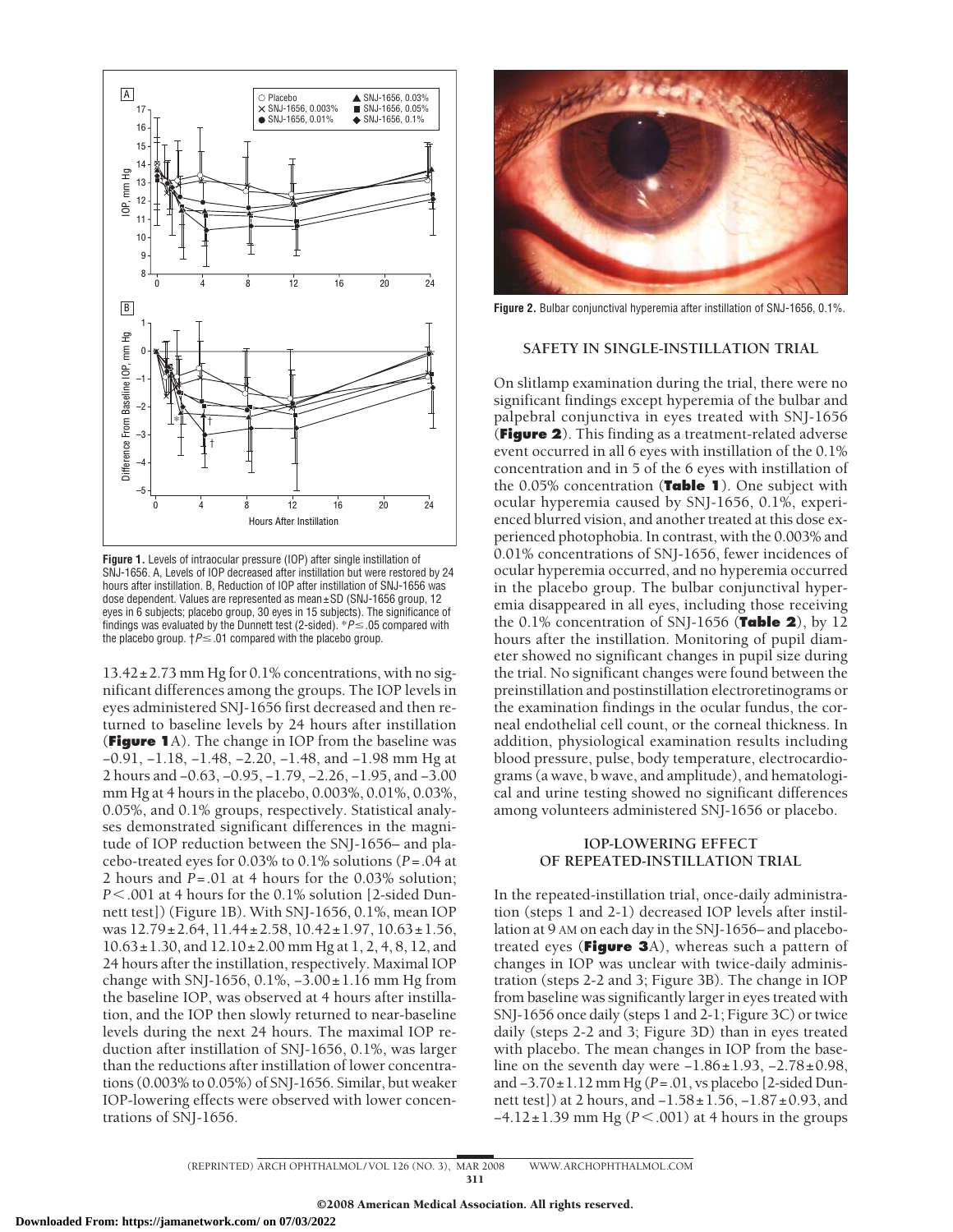**Figure 1.** Levels of intraocular pressure (IOP) after single instillation of SNJ-1656. A, Levels of IOP decreased after instillation but were restored by 24 hours after instillation. B, Reduction of IOP after instillation of SNJ-1656 was dose dependent. Values are represented as mean±SD (SNJ-1656 group, 12 eyes in 6 subjects; placebo group, 30 eyes in 15 subjects). The significance of findings was evaluated by the Dunnett test (2-sided). *$P \leq .05$ compared with the placebo group. †$P \leq .01$ compared with the placebo group.

13.42±2.73 mm Hg for 0.1% concentrations, with no significant differences among the groups. The IOP levels in eyes administered SNJ-1656 first decreased and then returned to baseline levels by 24 hours after instillation (**Figure 1**A). The change in IOP from the baseline was −0.91, −1.18, −1.48, −2.20, −1.48, and −1.98 mm Hg at 2 hours and −0.63, −0.95, −1.79, −2.26, −1.95, and −3.00 mm Hg at 4 hours in the placebo, 0.003%, 0.01%, 0.03%, 0.05%, and 0.1% groups, respectively. Statistical analyses demonstrated significant differences in the magnitude of IOP reduction between the SNJ-1656– and placebo-treated eyes for 0.03% to 0.1% solutions ($P = .04$ at 2 hours and $P = .01$ at 4 hours for the 0.03% solution; $P < .001$ at 4 hours for the 0.1% solution [2-sided Dunnett test]) (Figure 1B). With SNJ-1656, 0.1%, mean IOP was 12.79±2.64, 11.44±2.58, 10.42±1.97, 10.63±1.56, 10.63±1.30, and 12.10±2.00 mm Hg at 1, 2, 4, 8, 12, and 24 hours after the instillation, respectively. Maximal IOP change with SNJ-1656, 0.1%, −3.00±1.16 mm Hg from the baseline IOP, was observed at 4 hours after instillation, and the IOP then slowly returned to near-baseline levels during the next 24 hours. The maximal IOP reduction after instillation of SNJ-1656, 0.1%, was larger than the reductions after instillation of lower concentrations (0.003% to 0.05%) of SNJ-1656. Similar, but weaker IOP-lowering effects were observed with lower concentrations of SNJ-1656.

**Figure 2.** Bulbar conjunctival hyperemia after instillation of SNJ-1656, 0.1%.

## SAFETY IN SINGLE-INSTILLATION TRIAL

On slitlamp examination during the trial, there were no significant findings except hyperemia of the bulbar and palpebral conjunctiva in eyes treated with SNJ-1656 (**Figure 2**). This finding as a treatment-related adverse event occurred in all 6 eyes with instillation of the 0.1% concentration and in 5 of the 6 eyes with instillation of the 0.05% concentration (**Table 1**). One subject with ocular hyperemia caused by SNJ-1656, 0.1%, experienced blurred vision, and another treated at this dose experienced photophobia. In contrast, with the 0.003% and 0.01% concentrations of SNJ-1656, fewer incidences of ocular hyperemia occurred, and no hyperemia occurred in the placebo group. The bulbar conjunctival hyperemia disappeared in all eyes, including those receiving the 0.1% concentration of SNJ-1656 (**Table 2**), by 12 hours after the instillation. Monitoring of pupil diameter showed no significant changes in pupil size during the trial. No significant changes were found between the preinstillation and postinstillation electroretinograms or the examination findings in the ocular fundus, the corneal endothelial cell count, or the corneal thickness. In addition, physiological examination results including blood pressure, pulse, body temperature, electrocardiograms (a wave, b wave, and amplitude), and hematological and urine testing showed no significant differences among volunteers administered SNJ-1656 or placebo.

## IOP-LOWERING EFFECT OF REPEATED-INSTILLATION TRIAL

In the repeated-instillation trial, once-daily administration (steps 1 and 2-1) decreased IOP levels after instillation at 9 AM on each day in the SNJ-1656– and placebo-treated eyes (**Figure 3**A), whereas such a pattern of changes in IOP was unclear with twice-daily administration (steps 2-2 and 3; Figure 3B). The change in IOP from baseline was significantly larger in eyes treated with SNJ-1656 once daily (steps 1 and 2-1; Figure 3C) or twice daily (steps 2-2 and 3; Figure 3D) than in eyes treated with placebo. The mean changes in IOP from the baseline on the seventh day were −1.86±1.93, −2.78±0.98, and −3.70±1.12 mm Hg ($P = .01$, vs placebo [2-sided Dunnett test]) at 2 hours, and −1.58±1.56, −1.87±0.93, and −4.12±1.39 mm Hg ($P < .001$) at 4 hours in the groups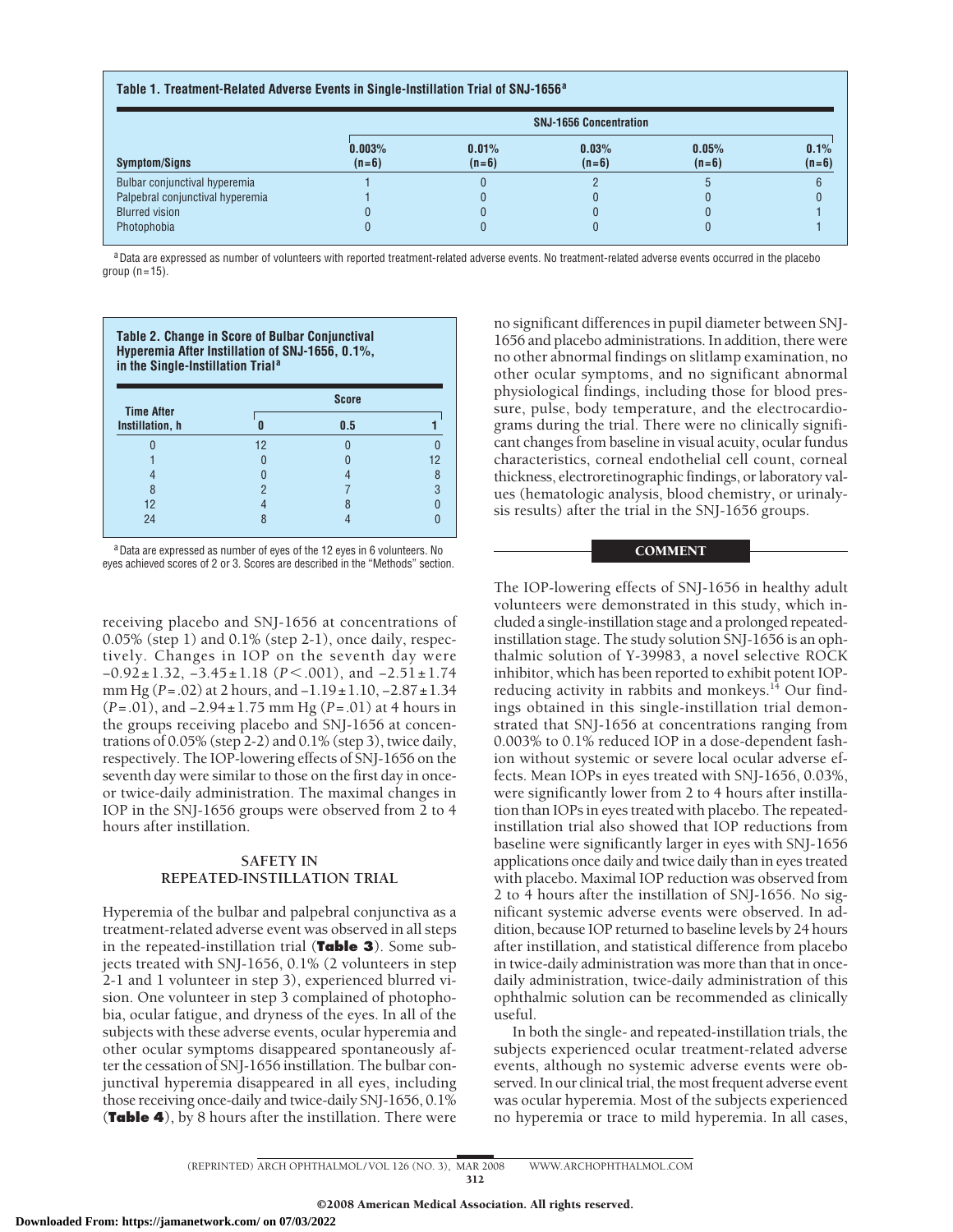**Table 1. Treatment-Related Adverse Events in Single-Instillation Trial of SNJ-1656[a]**

| Symptom/Signs | SNJ-1656 Concentration | | | | |
|---|---|---|---|---|---|
| | 0.003% (n=6) | 0.01% (n=6) | 0.03% (n=6) | 0.05% (n=6) | 0.1% (n=6) |
| Bulbar conjunctival hyperemia | 1 | 0 | 2 | 5 | 6 |
| Palpebral conjunctival hyperemia | 1 | 0 | 0 | 0 | 0 |
| Blurred vision | 0 | 0 | 0 | 0 | 1 |
| Photophobia | 0 | 0 | 0 | 0 | 1 |

[a] Data are expressed as number of volunteers with reported treatment-related adverse events. No treatment-related adverse events occurred in the placebo group (n=15).

**Table 2. Change in Score of Bulbar Conjunctival Hyperemia After Instillation of SNJ-1656, 0.1%, in the Single-Instillation Trial[a]**

| Time After Instillation, h | Score | | |
|---|---|---|---|
| | 0 | 0.5 | 1 |
| 0 | 12 | 0 | 0 |
| 1 | 0 | 0 | 12 |
| 4 | 0 | 4 | 8 |
| 8 | 2 | 7 | 3 |
| 12 | 4 | 8 | 0 |
| 24 | 8 | 4 | 0 |

[a] Data are expressed as number of eyes of the 12 eyes in 6 volunteers. No eyes achieved scores of 2 or 3. Scores are described in the "Methods" section.

receiving placebo and SNJ-1656 at concentrations of 0.05% (step 1) and 0.1% (step 2-1), once daily, respectively. Changes in IOP on the seventh day were $-0.92 \pm 1.32$, $-3.45 \pm 1.18$ ($P < .001$), and $-2.51 \pm 1.74$ mm Hg ($P = .02$) at 2 hours, and $-1.19 \pm 1.10$, $-2.87 \pm 1.34$ ($P = .01$), and $-2.94 \pm 1.75$ mm Hg ($P = .01$) at 4 hours in the groups receiving placebo and SNJ-1656 at concentrations of 0.05% (step 2-2) and 0.1% (step 3), twice daily, respectively. The IOP-lowering effects of SNJ-1656 on the seventh day were similar to those on the first day in once- or twice-daily administration. The maximal changes in IOP in the SNJ-1656 groups were observed from 2 to 4 hours after instillation.

## SAFETY IN REPEATED-INSTILLATION TRIAL

Hyperemia of the bulbar and palpebral conjunctiva as a treatment-related adverse event was observed in all steps in the repeated-instillation trial (**Table 3**). Some subjects treated with SNJ-1656, 0.1% (2 volunteers in step 2-1 and 1 volunteer in step 3), experienced blurred vision. One volunteer in step 3 complained of photophobia, ocular fatigue, and dryness of the eyes. In all of the subjects with these adverse events, ocular hyperemia and other ocular symptoms disappeared spontaneously after the cessation of SNJ-1656 instillation. The bulbar conjunctival hyperemia disappeared in all eyes, including those receiving once-daily and twice-daily SNJ-1656, 0.1% (**Table 4**), by 8 hours after the instillation. There were no significant differences in pupil diameter between SNJ-1656 and placebo administrations. In addition, there were no other abnormal findings on slitlamp examination, no other ocular symptoms, and no significant abnormal physiological findings, including those for blood pressure, pulse, body temperature, and the electrocardiograms during the trial. There were no clinically significant changes from baseline in visual acuity, ocular fundus characteristics, corneal endothelial cell count, corneal thickness, electroretinographic findings, or laboratory values (hematologic analysis, blood chemistry, or urinalysis results) after the trial in the SNJ-1656 groups.

## COMMENT

The IOP-lowering effects of SNJ-1656 in healthy adult volunteers were demonstrated in this study, which included a single-instillation stage and a prolonged repeated-instillation stage. The study solution SNJ-1656 is an ophthalmic solution of Y-39983, a novel selective ROCK inhibitor, which has been reported to exhibit potent IOP-reducing activity in rabbits and monkeys.[14] Our findings obtained in this single-instillation trial demonstrated that SNJ-1656 at concentrations ranging from 0.003% to 0.1% reduced IOP in a dose-dependent fashion without systemic or severe local ocular adverse effects. Mean IOPs in eyes treated with SNJ-1656, 0.03%, were significantly lower from 2 to 4 hours after instillation than IOPs in eyes treated with placebo. The repeated-instillation trial also showed that IOP reductions from baseline were significantly larger in eyes with SNJ-1656 applications once daily and twice daily than in eyes treated with placebo. Maximal IOP reduction was observed from 2 to 4 hours after the instillation of SNJ-1656. No significant systemic adverse events were observed. In addition, because IOP returned to baseline levels by 24 hours after instillation, and statistical difference from placebo in twice-daily administration was more than that in once-daily administration, twice-daily administration of this ophthalmic solution can be recommended as clinically useful.

In both the single- and repeated-instillation trials, the subjects experienced ocular treatment-related adverse events, although no systemic adverse events were observed. In our clinical trial, the most frequent adverse event was ocular hyperemia. Most of the subjects experienced no hyperemia or trace to mild hyperemia. In all cases,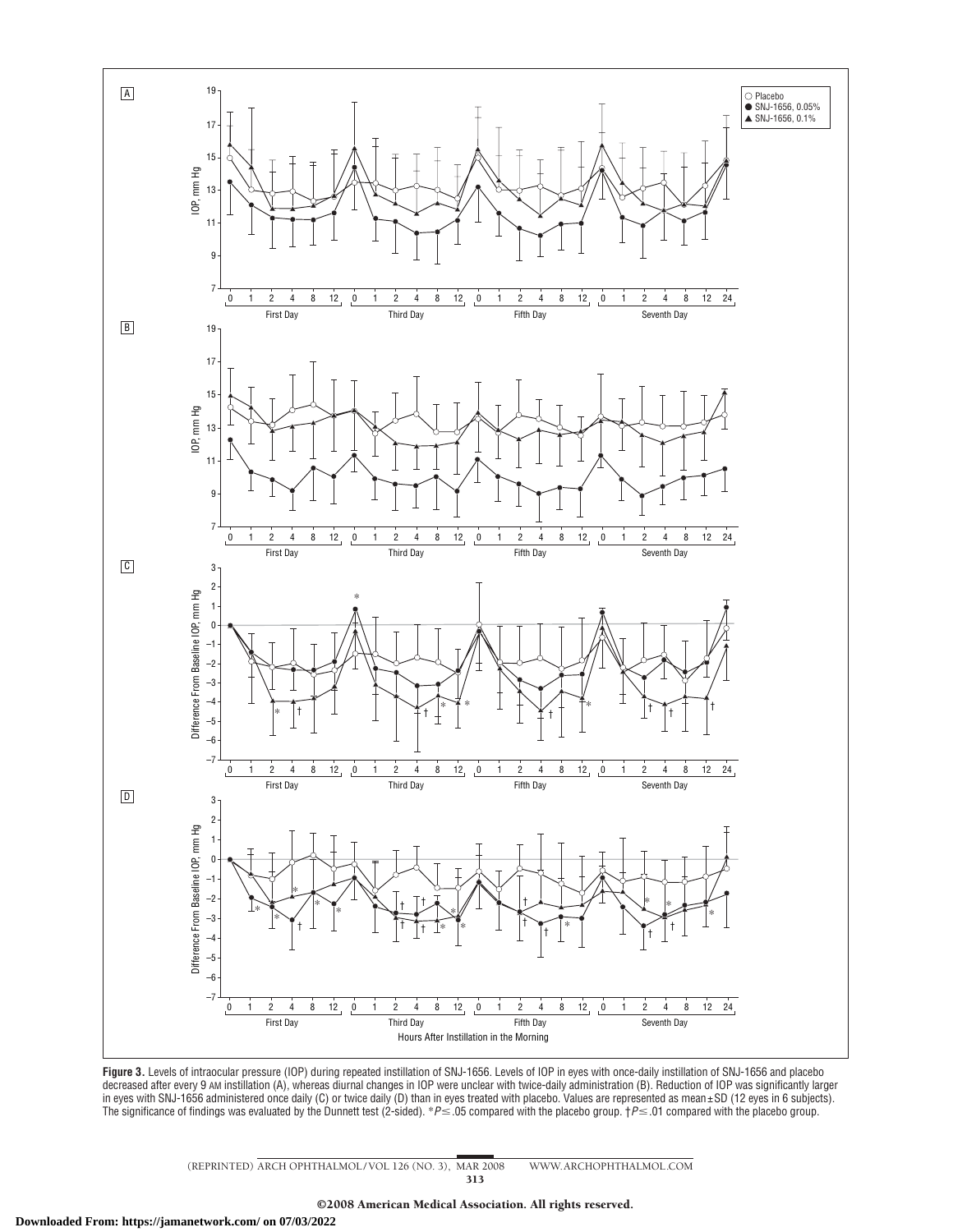**Figure 3.** Levels of intraocular pressure (IOP) during repeated instillation of SNJ-1656. Levels of IOP in eyes with once-daily instillation of SNJ-1656 and placebo decreased after every 9 AM instillation (A), whereas diurnal changes in IOP were unclear with twice-daily administration (B). Reduction of IOP was significantly larger in eyes with SNJ-1656 administered once daily (C) or twice daily (D) than in eyes treated with placebo. Values are represented as mean ± SD (12 eyes in 6 subjects). The significance of findings was evaluated by the Dunnett test (2-sided). *$P \leq .05$ compared with the placebo group. †$P \leq .01$ compared with the placebo group.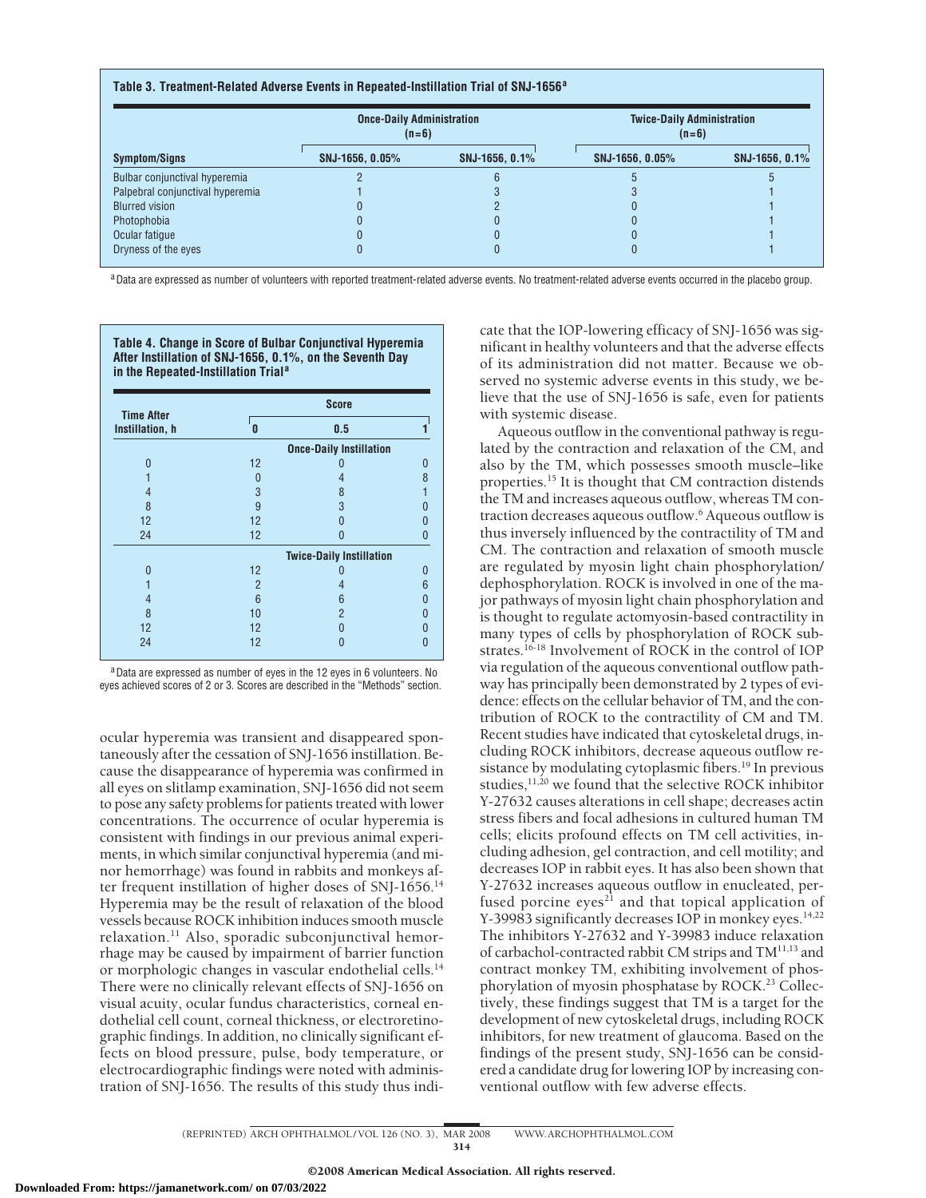**Table 3. Treatment-Related Adverse Events in Repeated-Instillation Trial of SNJ-1656[a]**

| | Once-Daily Administration (n=6) | | Twice-Daily Administration (n=6) | |
|---|---|---|---|---|
| Symptom/Signs | SNJ-1656, 0.05% | SNJ-1656, 0.1% | SNJ-1656, 0.05% | SNJ-1656, 0.1% |
| Bulbar conjunctival hyperemia | 2 | 6 | 5 | 5 |
| Palpebral conjunctival hyperemia | 1 | 3 | 3 | 1 |
| Blurred vision | 0 | 2 | 0 | 1 |
| Photophobia | 0 | 0 | 0 | 1 |
| Ocular fatigue | 0 | 0 | 0 | 1 |
| Dryness of the eyes | 0 | 0 | 0 | 1 |

[a] Data are expressed as number of volunteers with reported treatment-related adverse events. No treatment-related adverse events occurred in the placebo group.

**Table 4. Change in Score of Bulbar Conjunctival Hyperemia After Instillation of SNJ-1656, 0.1%, on the Seventh Day in the Repeated-Instillation Trial[a]**

| Time After Instillation, h | Score | | |
|---|---|---|---|
| | 0 | 0.5 | 1 |
| | Once-Daily Instillation | | |
| 0 | 12 | 0 | 0 |
| 1 | 0 | 4 | 8 |
| 4 | 3 | 8 | 1 |
| 8 | 9 | 3 | 0 |
| 12 | 12 | 0 | 0 |
| 24 | 12 | 0 | 0 |
| | Twice-Daily Instillation | | |
| 0 | 12 | 0 | 0 |
| 1 | 2 | 4 | 6 |
| 4 | 6 | 6 | 0 |
| 8 | 10 | 2 | 0 |
| 12 | 12 | 0 | 0 |
| 24 | 12 | 0 | 0 |

[a] Data are expressed as number of eyes in the 12 eyes in 6 volunteers. No eyes achieved scores of 2 or 3. Scores are described in the "Methods" section.

ocular hyperemia was transient and disappeared spontaneously after the cessation of SNJ-1656 instillation. Because the disappearance of hyperemia was confirmed in all eyes on slitlamp examination, SNJ-1656 did not seem to pose any safety problems for patients treated with lower concentrations. The occurrence of ocular hyperemia is consistent with findings in our previous animal experiments, in which similar conjunctival hyperemia (and minor hemorrhage) was found in rabbits and monkeys after frequent instillation of higher doses of SNJ-1656.[14] Hyperemia may be the result of relaxation of the blood vessels because ROCK inhibition induces smooth muscle relaxation.[11] Also, sporadic subconjunctival hemorrhage may be caused by impairment of barrier function or morphologic changes in vascular endothelial cells.[14] There were no clinically relevant effects of SNJ-1656 on visual acuity, ocular fundus characteristics, corneal endothelial cell count, corneal thickness, or electroretinographic findings. In addition, no clinically significant effects on blood pressure, pulse, body temperature, or electrocardiographic findings were noted with administration of SNJ-1656. The results of this study thus indicate that the IOP-lowering efficacy of SNJ-1656 was significant in healthy volunteers and that the adverse effects of its administration did not matter. Because we observed no systemic adverse events in this study, we believe that the use of SNJ-1656 is safe, even for patients with systemic disease.

Aqueous outflow in the conventional pathway is regulated by the contraction and relaxation of the CM, and also by the TM, which possesses smooth muscle–like properties.[15] It is thought that CM contraction distends the TM and increases aqueous outflow, whereas TM contraction decreases aqueous outflow.[6] Aqueous outflow is thus inversely influenced by the contractility of TM and CM. The contraction and relaxation of smooth muscle are regulated by myosin light chain phosphorylation/dephosphorylation. ROCK is involved in one of the major pathways of myosin light chain phosphorylation and is thought to regulate actomyosin-based contractility in many types of cells by phosphorylation of ROCK substrates.[16-18] Involvement of ROCK in the control of IOP via regulation of the aqueous conventional outflow pathway has principally been demonstrated by 2 types of evidence: effects on the cellular behavior of TM, and the contribution of ROCK to the contractility of CM and TM. Recent studies have indicated that cytoskeletal drugs, including ROCK inhibitors, decrease aqueous outflow resistance by modulating cytoplasmic fibers.[19] In previous studies,[11,20] we found that the selective ROCK inhibitor Y-27632 causes alterations in cell shape; decreases actin stress fibers and focal adhesions in cultured human TM cells; elicits profound effects on TM cell activities, including adhesion, gel contraction, and cell motility; and decreases IOP in rabbit eyes. It has also been shown that Y-27632 increases aqueous outflow in enucleated, perfused porcine eyes[21] and that topical application of Y-39983 significantly decreases IOP in monkey eyes.[14,22] The inhibitors Y-27632 and Y-39983 induce relaxation of carbachol-contracted rabbit CM strips and TM[11,13] and contract monkey TM, exhibiting involvement of phosphorylation of myosin phosphatase by ROCK.[23] Collectively, these findings suggest that TM is a target for the development of new cytoskeletal drugs, including ROCK inhibitors, for new treatment of glaucoma. Based on the findings of the present study, SNJ-1656 can be considered a candidate drug for lowering IOP by increasing conventional outflow with few adverse effects.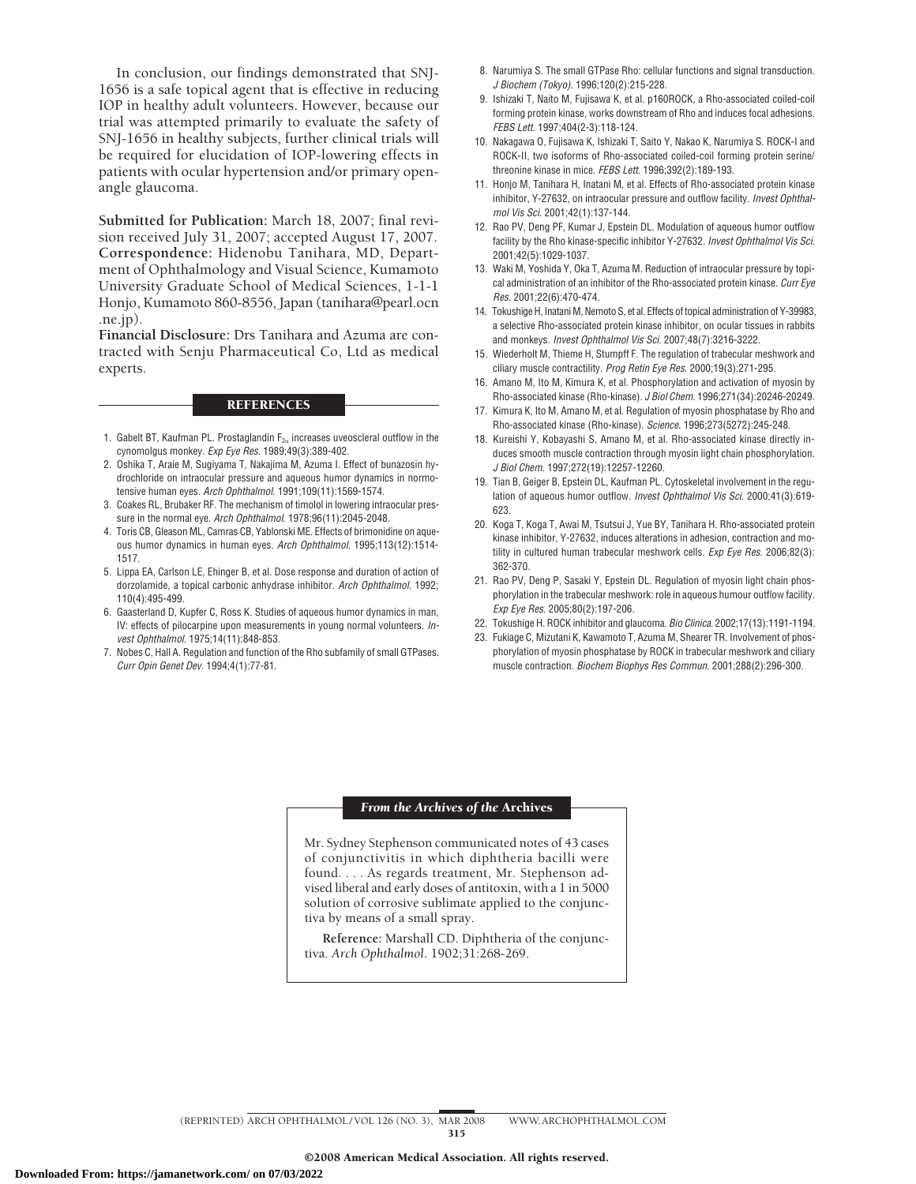In conclusion, our findings demonstrated that SNJ-1656 is a safe topical agent that is effective in reducing IOP in healthy adult volunteers. However, because our trial was attempted primarily to evaluate the safety of SNJ-1656 in healthy subjects, further clinical trials will be required for elucidation of IOP-lowering effects in patients with ocular hypertension and/or primary open-angle glaucoma.

**Submitted for Publication:** March 18, 2007; final revision received July 31, 2007; accepted August 17, 2007.
**Correspondence:** Hidenobu Tanihara, MD, Department of Ophthalmology and Visual Science, Kumamoto University Graduate School of Medical Sciences, 1-1-1 Honjo, Kumamoto 860-8556, Japan (tanihara@pearl.ocn.ne.jp).
**Financial Disclosure:** Drs Tanihara and Azuma are contracted with Senju Pharmaceutical Co, Ltd as medical experts.

## REFERENCES

1. Gabelt BT, Kaufman PL. Prostaglandin $F_{2\alpha}$ increases uveoscleral outflow in the cynomolgus monkey. *Exp Eye Res*. 1989;49(3):389-402.
2. Oshika T, Araie M, Sugiyama T, Nakajima M, Azuma I. Effect of bunazosin hydrochloride on intraocular pressure and aqueous humor dynamics in normotensive human eyes. *Arch Ophthalmol*. 1991;109(11):1569-1574.
3. Coakes RL, Brubaker RF. The mechanism of timolol in lowering intraocular pressure in the normal eye. *Arch Ophthalmol*. 1978;96(11):2045-2048.
4. Toris CB, Gleason ML, Camras CB, Yablonski ME. Effects of brimonidine on aqueous humor dynamics in human eyes. *Arch Ophthalmol*. 1995;113(12):1514-1517.
5. Lippa EA, Carlson LE, Ehinger B, et al. Dose response and duration of action of dorzolamide, a topical carbonic anhydrase inhibitor. *Arch Ophthalmol*. 1992;110(4):495-499.
6. Gaasterland D, Kupfer C, Ross K. Studies of aqueous humor dynamics in man, IV: effects of pilocarpine upon measurements in young normal volunteers. *Invest Ophthalmol*. 1975;14(11):848-853.
7. Nobes C, Hall A. Regulation and function of the Rho subfamily of small GTPases. *Curr Opin Genet Dev*. 1994;4(1):77-81.
8. Narumiya S. The small GTPase Rho: cellular functions and signal transduction. *J Biochem (Tokyo)*. 1996;120(2):215-228.
9. Ishizaki T, Naito M, Fujisawa K, et al. p160ROCK, a Rho-associated coiled-coil forming protein kinase, works downstream of Rho and induces focal adhesions. *FEBS Lett*. 1997;404(2-3):118-124.
10. Nakagawa O, Fujisawa K, Ishizaki T, Saito Y, Nakao K, Narumiya S. ROCK-I and ROCK-II, two isoforms of Rho-associated coiled-coil forming protein serine/threonine kinase in mice. *FEBS Lett*. 1996;392(2):189-193.
11. Honjo M, Tanihara H, Inatani M, et al. Effects of Rho-associated protein kinase inhibitor, Y-27632, on intraocular pressure and outflow facility. *Invest Ophthalmol Vis Sci*. 2001;42(1):137-144.
12. Rao PV, Deng PF, Kumar J, Epstein DL. Modulation of aqueous humor outflow facility by the Rho kinase-specific inhibitor Y-27632. *Invest Ophthalmol Vis Sci*. 2001;42(5):1029-1037.
13. Waki M, Yoshida Y, Oka T, Azuma M. Reduction of intraocular pressure by topical administration of an inhibitor of the Rho-associated protein kinase. *Curr Eye Res*. 2001;22(6):470-474.
14. Tokushige H, Inatani M, Nemoto S, et al. Effects of topical administration of Y-39983, a selective Rho-associated protein kinase inhibitor, on ocular tissues in rabbits and monkeys. *Invest Ophthalmol Vis Sci*. 2007;48(7):3216-3222.
15. Wiederholt M, Thieme H, Stumpff F. The regulation of trabecular meshwork and ciliary muscle contractility. *Prog Retin Eye Res*. 2000;19(3):271-295.
16. Amano M, Ito M, Kimura K, et al. Phosphorylation and activation of myosin by Rho-associated kinase (Rho-kinase). *J Biol Chem*. 1996;271(34):20246-20249.
17. Kimura K, Ito M, Amano M, et al. Regulation of myosin phosphatase by Rho and Rho-associated kinase (Rho-kinase). *Science*. 1996;273(5272):245-248.
18. Kureishi Y, Kobayashi S, Amano M, et al. Rho-associated kinase directly induces smooth muscle contraction through myosin light chain phosphorylation. *J Biol Chem*. 1997;272(19):12257-12260.
19. Tian B, Geiger B, Epstein DL, Kaufman PL. Cytoskeletal involvement in the regulation of aqueous humor outflow. *Invest Ophthalmol Vis Sci*. 2000;41(3):619-623.
20. Koga T, Koga T, Awai M, Tsutsui J, Yue BY, Tanihara H. Rho-associated protein kinase inhibitor, Y-27632, induces alterations in adhesion, contraction and motility in cultured human trabecular meshwork cells. *Exp Eye Res*. 2006;82(3):362-370.
21. Rao PV, Deng P, Sasaki Y, Epstein DL. Regulation of myosin light chain phosphorylation in the trabecular meshwork: role in aqueous humour outflow facility. *Exp Eye Res*. 2005;80(2):197-206.
22. Tokushige H. ROCK inhibitor and glaucoma. *Bio Clinica*. 2002;17(13):1191-1194.
23. Fukiage C, Mizutani K, Kawamoto T, Azuma M, Shearer TR. Involvement of phosphorylation of myosin phosphatase by ROCK in trabecular meshwork and ciliary muscle contraction. *Biochem Biophys Res Commun*. 2001;288(2):296-300.

### *From the Archives of the* Archives

Mr. Sydney Stephenson communicated notes of 43 cases of conjunctivitis in which diphtheria bacilli were found. . . . As regards treatment, Mr. Stephenson advised liberal and early doses of antitoxin, with a 1 in 5000 solution of corrosive sublimate applied to the conjunctiva by means of a small spray.

**Reference:** Marshall CD. Diphtheria of the conjunctiva. *Arch Ophthalmol*. 1902;31:268-269.